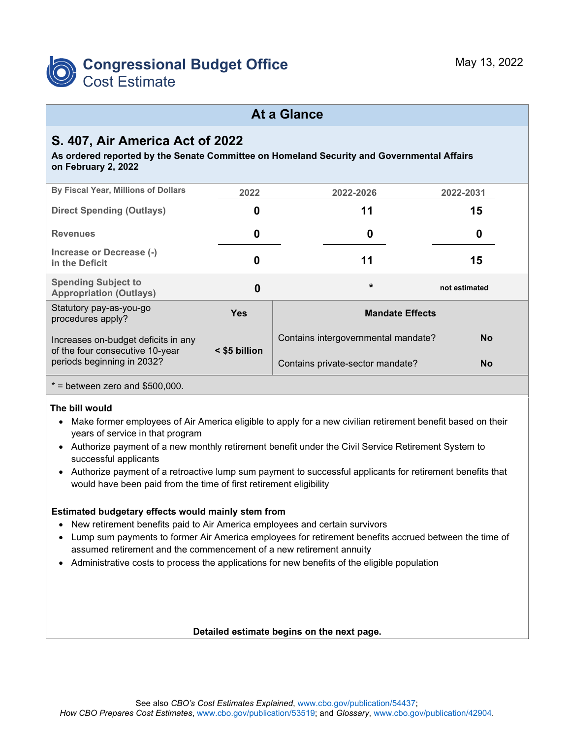Congressional Budget Office
Cost Estimate

May 13, 2022

## At a Glance

### S. 407, Air America Act of 2022

**As ordered reported by the Senate Committee on Homeland Security and Governmental Affairs on February 2, 2022**

| By Fiscal Year, Millions of Dollars | 2022 | 2022-2026 | 2022-2031 |
|---|---|---|---|
| Direct Spending (Outlays) | 0 | 11 | 15 |
| Revenues | 0 | 0 | 0 |
| Increase or Decrease (-) in the Deficit | 0 | 11 | 15 |
| Spending Subject to Appropriation (Outlays) | 0 | * | not estimated |

| | | Mandate Effects | |
|---|---|---|---|
| Statutory pay-as-you-go procedures apply? | Yes | Contains intergovernmental mandate? | No |
| Increases on-budget deficits in any of the four consecutive 10-year periods beginning in 2032? | < $5 billion | Contains private-sector mandate? | No |

* = between zero and $500,000.

**The bill would**

- Make former employees of Air America eligible to apply for a new civilian retirement benefit based on their years of service in that program
- Authorize payment of a new monthly retirement benefit under the Civil Service Retirement System to successful applicants
- Authorize payment of a retroactive lump sum payment to successful applicants for retirement benefits that would have been paid from the time of first retirement eligibility

**Estimated budgetary effects would mainly stem from**

- New retirement benefits paid to Air America employees and certain survivors
- Lump sum payments to former Air America employees for retirement benefits accrued between the time of assumed retirement and the commencement of a new retirement annuity
- Administrative costs to process the applications for new benefits of the eligible population

**Detailed estimate begins on the next page.**

See also *CBO's Cost Estimates Explained*, www.cbo.gov/publication/54437;
*How CBO Prepares Cost Estimates*, www.cbo.gov/publication/53519; and *Glossary*, www.cbo.gov/publication/42904.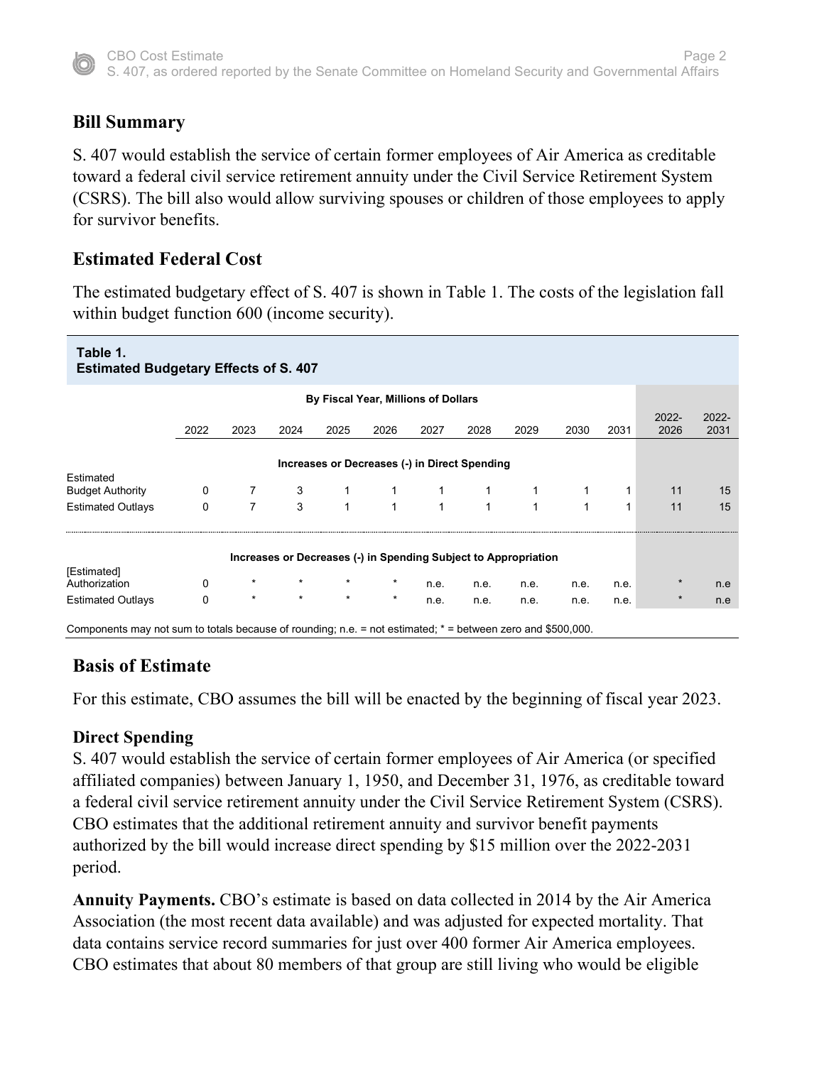## Bill Summary

S. 407 would establish the service of certain former employees of Air America as creditable toward a federal civil service retirement annuity under the Civil Service Retirement System (CSRS). The bill also would allow surviving spouses or children of those employees to apply for survivor benefits.

## Estimated Federal Cost

The estimated budgetary effect of S. 407 is shown in Table 1. The costs of the legislation fall within budget function 600 (income security).

**Table 1.**
**Estimated Budgetary Effects of S. 407**

| | By Fiscal Year, Millions of Dollars | | | | | | | | | | | |
|---|---|---|---|---|---|---|---|---|---|---|---|---|
| | 2022 | 2023 | 2024 | 2025 | 2026 | 2027 | 2028 | 2029 | 2030 | 2031 | 2022-2026 | 2022-2031 |
| **Increases or Decreases (-) in Direct Spending** | | | | | | | | | | | | |
| Estimated Budget Authority | 0 | 7 | 3 | 1 | 1 | 1 | 1 | 1 | 1 | 1 | 11 | 15 |
| Estimated Outlays | 0 | 7 | 3 | 1 | 1 | 1 | 1 | 1 | 1 | 1 | 11 | 15 |
| **Increases or Decreases (-) in Spending Subject to Appropriation** | | | | | | | | | | | | |
| [Estimated] Authorization | 0 | * | * | * | * | n.e. | n.e. | n.e. | n.e. | n.e. | * | n.e |
| Estimated Outlays | 0 | * | * | * | * | n.e. | n.e. | n.e. | n.e. | n.e. | * | n.e |

Components may not sum to totals because of rounding; n.e. = not estimated; * = between zero and $500,000.

## Basis of Estimate

For this estimate, CBO assumes the bill will be enacted by the beginning of fiscal year 2023.

### Direct Spending

S. 407 would establish the service of certain former employees of Air America (or specified affiliated companies) between January 1, 1950, and December 31, 1976, as creditable toward a federal civil service retirement annuity under the Civil Service Retirement System (CSRS). CBO estimates that the additional retirement annuity and survivor benefit payments authorized by the bill would increase direct spending by $15 million over the 2022-2031 period.

**Annuity Payments.** CBO's estimate is based on data collected in 2014 by the Air America Association (the most recent data available) and was adjusted for expected mortality. That data contains service record summaries for just over 400 former Air America employees. CBO estimates that about 80 members of that group are still living who would be eligible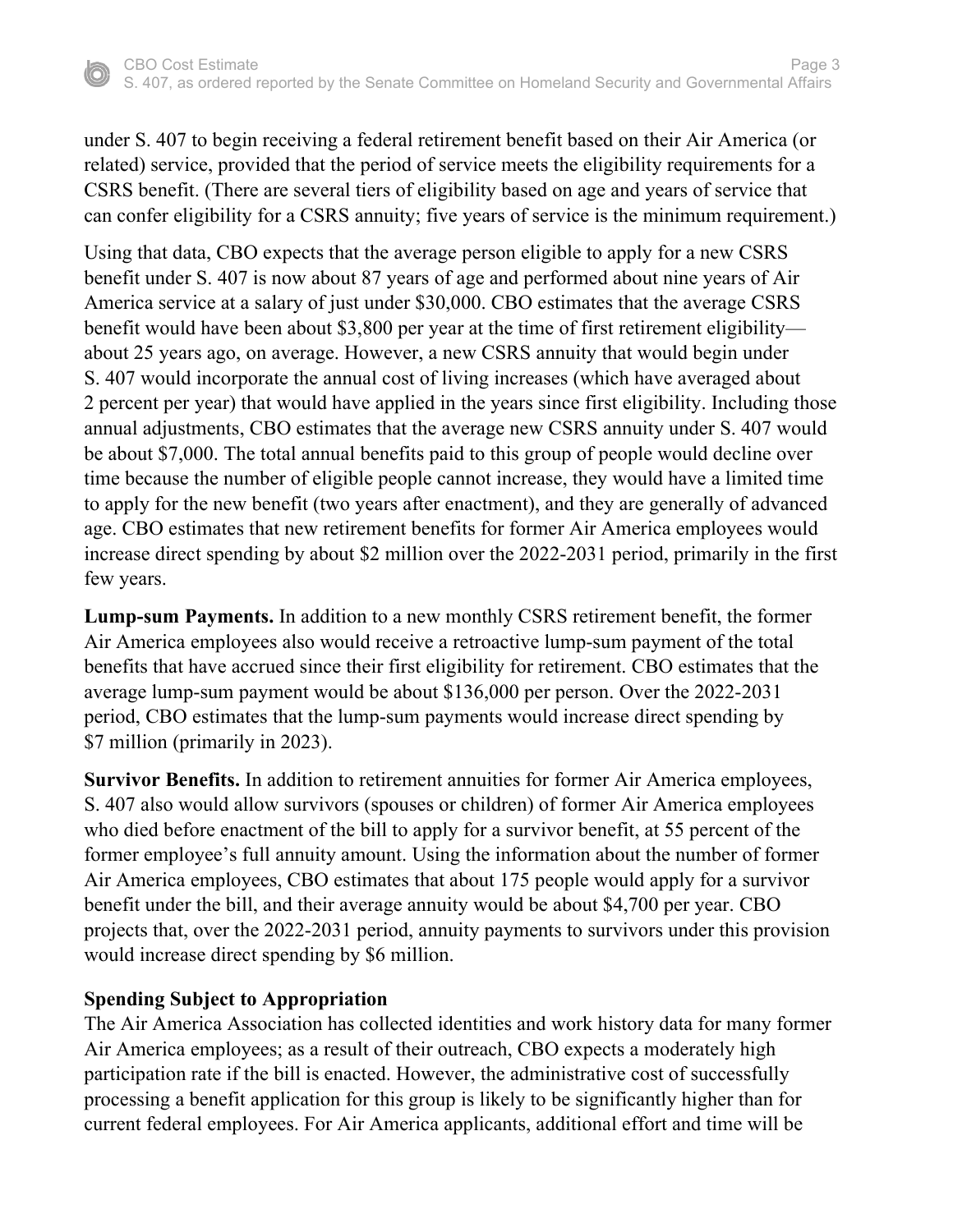under S. 407 to begin receiving a federal retirement benefit based on their Air America (or related) service, provided that the period of service meets the eligibility requirements for a CSRS benefit. (There are several tiers of eligibility based on age and years of service that can confer eligibility for a CSRS annuity; five years of service is the minimum requirement.)

Using that data, CBO expects that the average person eligible to apply for a new CSRS benefit under S. 407 is now about 87 years of age and performed about nine years of Air America service at a salary of just under $30,000. CBO estimates that the average CSRS benefit would have been about $3,800 per year at the time of first retirement eligibility—about 25 years ago, on average. However, a new CSRS annuity that would begin under S. 407 would incorporate the annual cost of living increases (which have averaged about 2 percent per year) that would have applied in the years since first eligibility. Including those annual adjustments, CBO estimates that the average new CSRS annuity under S. 407 would be about $7,000. The total annual benefits paid to this group of people would decline over time because the number of eligible people cannot increase, they would have a limited time to apply for the new benefit (two years after enactment), and they are generally of advanced age. CBO estimates that new retirement benefits for former Air America employees would increase direct spending by about $2 million over the 2022-2031 period, primarily in the first few years.

**Lump-sum Payments.** In addition to a new monthly CSRS retirement benefit, the former Air America employees also would receive a retroactive lump-sum payment of the total benefits that have accrued since their first eligibility for retirement. CBO estimates that the average lump-sum payment would be about $136,000 per person. Over the 2022-2031 period, CBO estimates that the lump-sum payments would increase direct spending by $7 million (primarily in 2023).

**Survivor Benefits.** In addition to retirement annuities for former Air America employees, S. 407 also would allow survivors (spouses or children) of former Air America employees who died before enactment of the bill to apply for a survivor benefit, at 55 percent of the former employee's full annuity amount. Using the information about the number of former Air America employees, CBO estimates that about 175 people would apply for a survivor benefit under the bill, and their average annuity would be about $4,700 per year. CBO projects that, over the 2022-2031 period, annuity payments to survivors under this provision would increase direct spending by $6 million.

**Spending Subject to Appropriation**

The Air America Association has collected identities and work history data for many former Air America employees; as a result of their outreach, CBO expects a moderately high participation rate if the bill is enacted. However, the administrative cost of successfully processing a benefit application for this group is likely to be significantly higher than for current federal employees. For Air America applicants, additional effort and time will be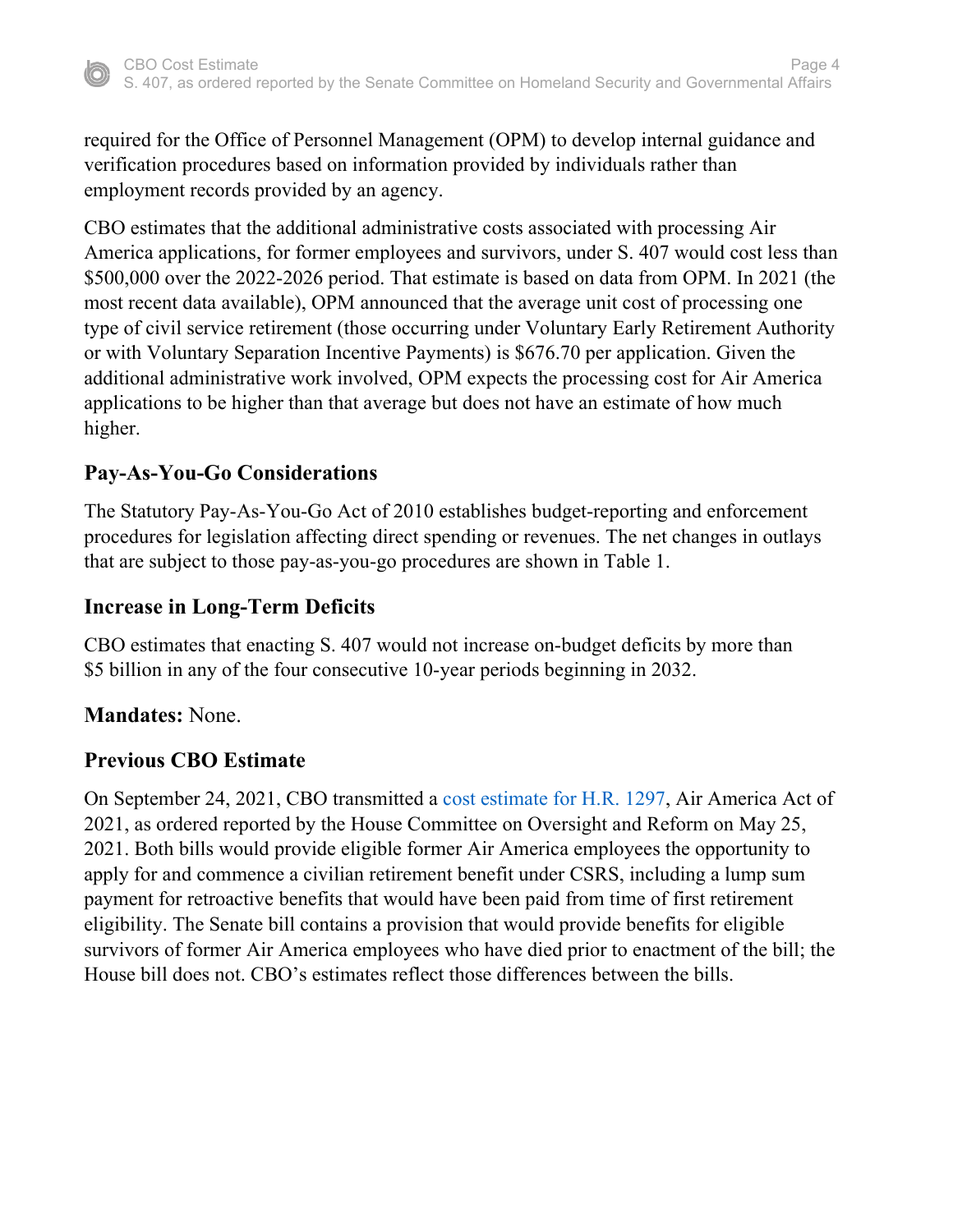required for the Office of Personnel Management (OPM) to develop internal guidance and verification procedures based on information provided by individuals rather than employment records provided by an agency.

CBO estimates that the additional administrative costs associated with processing Air America applications, for former employees and survivors, under S. 407 would cost less than $500,000 over the 2022-2026 period. That estimate is based on data from OPM. In 2021 (the most recent data available), OPM announced that the average unit cost of processing one type of civil service retirement (those occurring under Voluntary Early Retirement Authority or with Voluntary Separation Incentive Payments) is $676.70 per application. Given the additional administrative work involved, OPM expects the processing cost for Air America applications to be higher than that average but does not have an estimate of how much higher.

## Pay-As-You-Go Considerations

The Statutory Pay-As-You-Go Act of 2010 establishes budget-reporting and enforcement procedures for legislation affecting direct spending or revenues. The net changes in outlays that are subject to those pay-as-you-go procedures are shown in Table 1.

## Increase in Long-Term Deficits

CBO estimates that enacting S. 407 would not increase on-budget deficits by more than $5 billion in any of the four consecutive 10-year periods beginning in 2032.

**Mandates:** None.

## Previous CBO Estimate

On September 24, 2021, CBO transmitted a cost estimate for H.R. 1297, Air America Act of 2021, as ordered reported by the House Committee on Oversight and Reform on May 25, 2021. Both bills would provide eligible former Air America employees the opportunity to apply for and commence a civilian retirement benefit under CSRS, including a lump sum payment for retroactive benefits that would have been paid from time of first retirement eligibility. The Senate bill contains a provision that would provide benefits for eligible survivors of former Air America employees who have died prior to enactment of the bill; the House bill does not. CBO's estimates reflect those differences between the bills.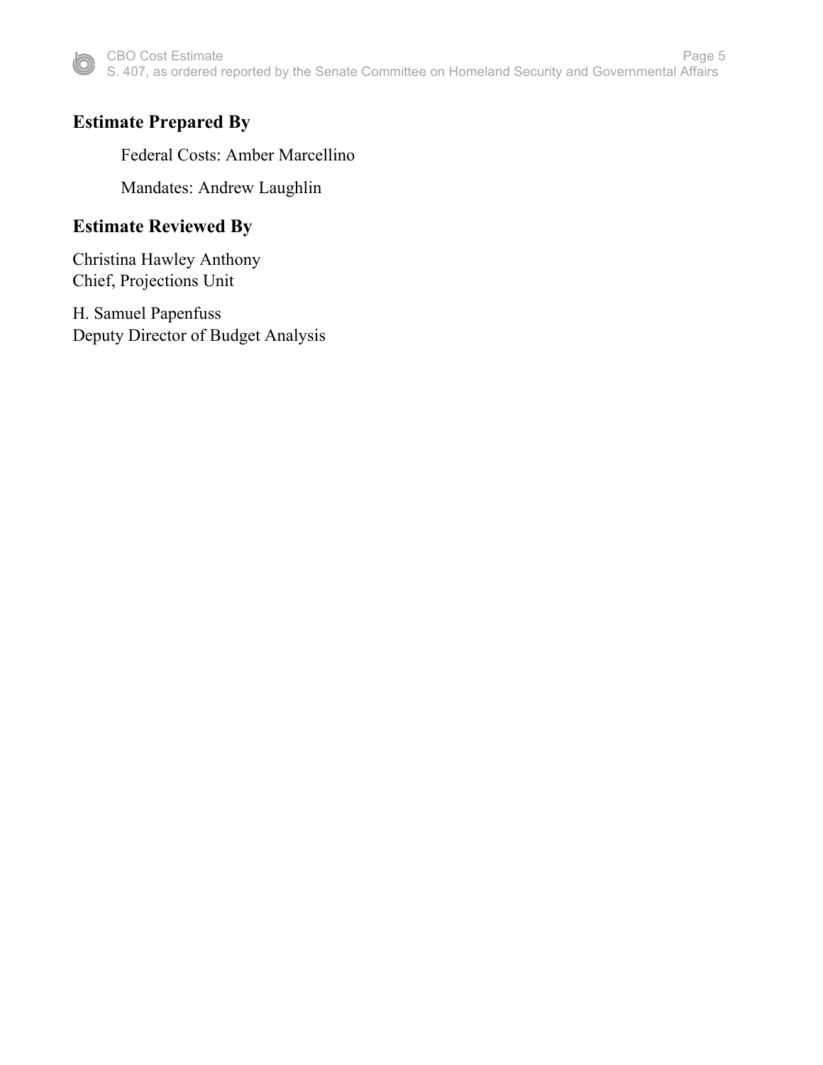## Estimate Prepared By

Federal Costs: Amber Marcellino

Mandates: Andrew Laughlin

## Estimate Reviewed By

Christina Hawley Anthony
Chief, Projections Unit

H. Samuel Papenfuss
Deputy Director of Budget Analysis